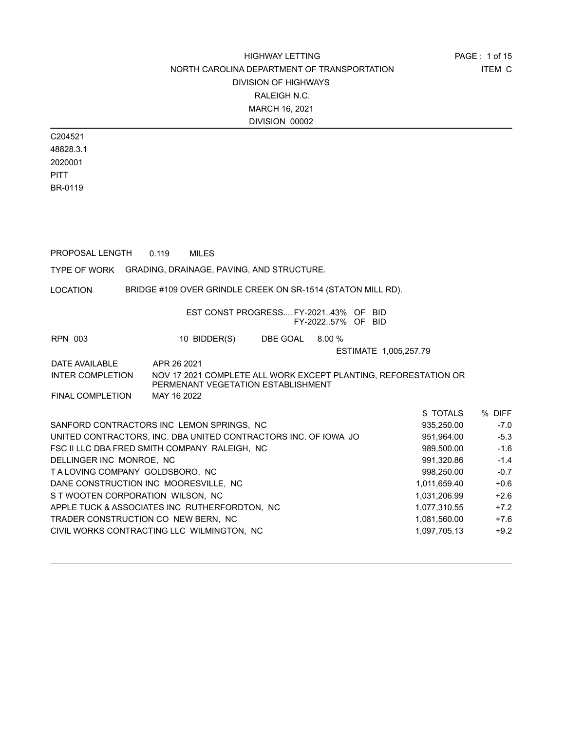HIGHWAY LETTING
NORTH CAROLINA DEPARTMENT OF TRANSPORTATION
DIVISION OF HIGHWAYS
RALEIGH N.C.
MARCH 16, 2021
DIVISION 00002

ITEM C

C204521
48828.3.1
2020001
PITT
BR-0119

PROPOSAL LENGTH 0.119 MILES

TYPE OF WORK GRADING, DRAINAGE, PAVING, AND STRUCTURE.

LOCATION BRIDGE #109 OVER GRINDLE CREEK ON SR-1514 (STATON MILL RD).

EST CONST PROGRESS.... FY-2021..43% OF BID
FY-2022..57% OF BID

RPN 003 10 BIDDER(S) DBE GOAL 8.00 %

ESTIMATE 1,005,257.79

DATE AVAILABLE APR 26 2021

INTER COMPLETION NOV 17 2021 COMPLETE ALL WORK EXCEPT PLANTING, REFORESTATION OR PERMENANT VEGETATION ESTABLISHMENT

FINAL COMPLETION MAY 16 2022

| | $ TOTALS | % DIFF |
|---|---|---|
| SANFORD CONTRACTORS INC LEMON SPRINGS, NC | 935,250.00 | -7.0 |
| UNITED CONTRACTORS, INC. DBA UNITED CONTRACTORS INC. OF IOWA JO | 951,964.00 | -5.3 |
| FSC II LLC DBA FRED SMITH COMPANY RALEIGH, NC | 989,500.00 | -1.6 |
| DELLINGER INC MONROE, NC | 991,320.86 | -1.4 |
| T A LOVING COMPANY GOLDSBORO, NC | 998,250.00 | -0.7 |
| DANE CONSTRUCTION INC MOORESVILLE, NC | 1,011,659.40 | +0.6 |
| S T WOOTEN CORPORATION WILSON, NC | 1,031,206.99 | +2.6 |
| APPLE TUCK & ASSOCIATES INC RUTHERFORDTON, NC | 1,077,310.55 | +7.2 |
| TRADER CONSTRUCTION CO NEW BERN, NC | 1,081,560.00 | +7.6 |
| CIVIL WORKS CONTRACTING LLC WILMINGTON, NC | 1,097,705.13 | +9.2 |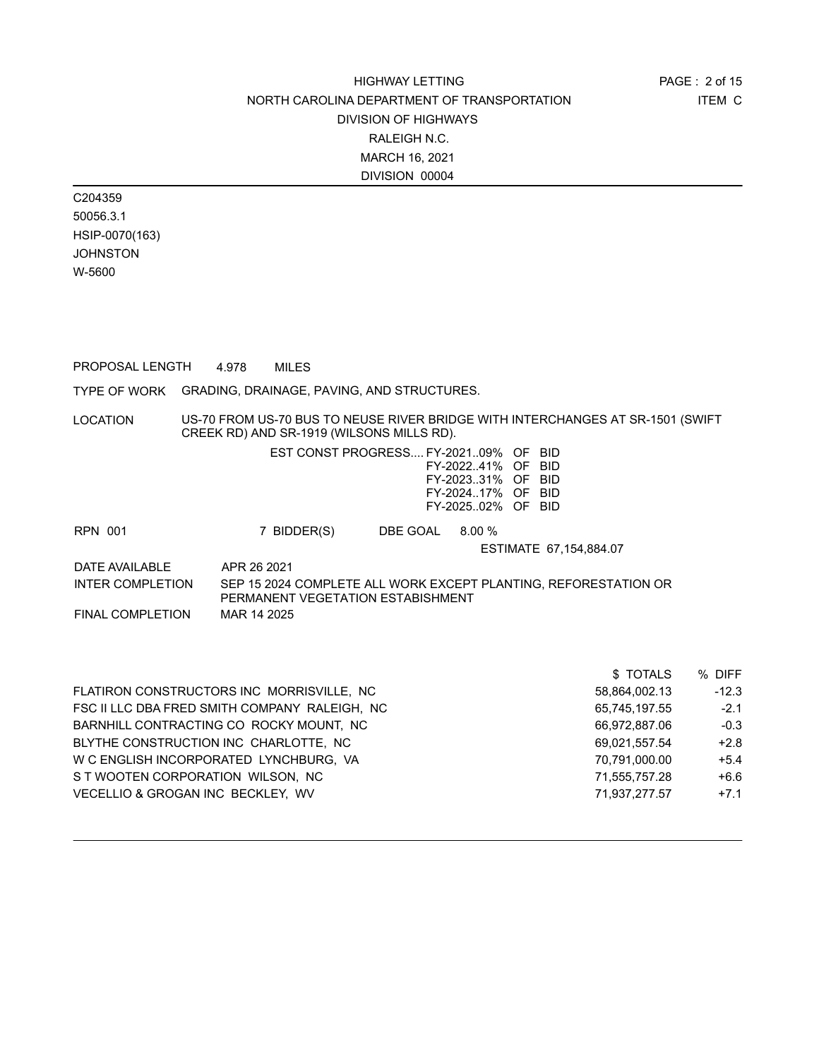HIGHWAY LETTING
NORTH CAROLINA DEPARTMENT OF TRANSPORTATION
DIVISION OF HIGHWAYS
RALEIGH N.C.
MARCH 16, 2021
DIVISION 00004

ITEM C

C204359
50056.3.1
HSIP-0070(163)
JOHNSTON
W-5600

PROPOSAL LENGTH 4.978 MILES

TYPE OF WORK GRADING, DRAINAGE, PAVING, AND STRUCTURES.

LOCATION US-70 FROM US-70 BUS TO NEUSE RIVER BRIDGE WITH INTERCHANGES AT SR-1501 (SWIFT CREEK RD) AND SR-1919 (WILSONS MILLS RD).

EST CONST PROGRESS.... FY-2021..09% OF BID
FY-2022..41% OF BID
FY-2023..31% OF BID
FY-2024..17% OF BID
FY-2025..02% OF BID

RPN 001 7 BIDDER(S) DBE GOAL 8.00 %

ESTIMATE 67,154,884.07

DATE AVAILABLE APR 26 2021

INTER COMPLETION SEP 15 2024 COMPLETE ALL WORK EXCEPT PLANTING, REFORESTATION OR PERMANENT VEGETATION ESTABISHMENT

FINAL COMPLETION MAR 14 2025

| | $ TOTALS | % DIFF |
|---|---|---|
| FLATIRON CONSTRUCTORS INC MORRISVILLE, NC | 58,864,002.13 | -12.3 |
| FSC II LLC DBA FRED SMITH COMPANY RALEIGH, NC | 65,745,197.55 | -2.1 |
| BARNHILL CONTRACTING CO ROCKY MOUNT, NC | 66,972,887.06 | -0.3 |
| BLYTHE CONSTRUCTION INC CHARLOTTE, NC | 69,021,557.54 | +2.8 |
| W C ENGLISH INCORPORATED LYNCHBURG, VA | 70,791,000.00 | +5.4 |
| S T WOOTEN CORPORATION WILSON, NC | 71,555,757.28 | +6.6 |
| VECELLIO & GROGAN INC BECKLEY, WV | 71,937,277.57 | +7.1 |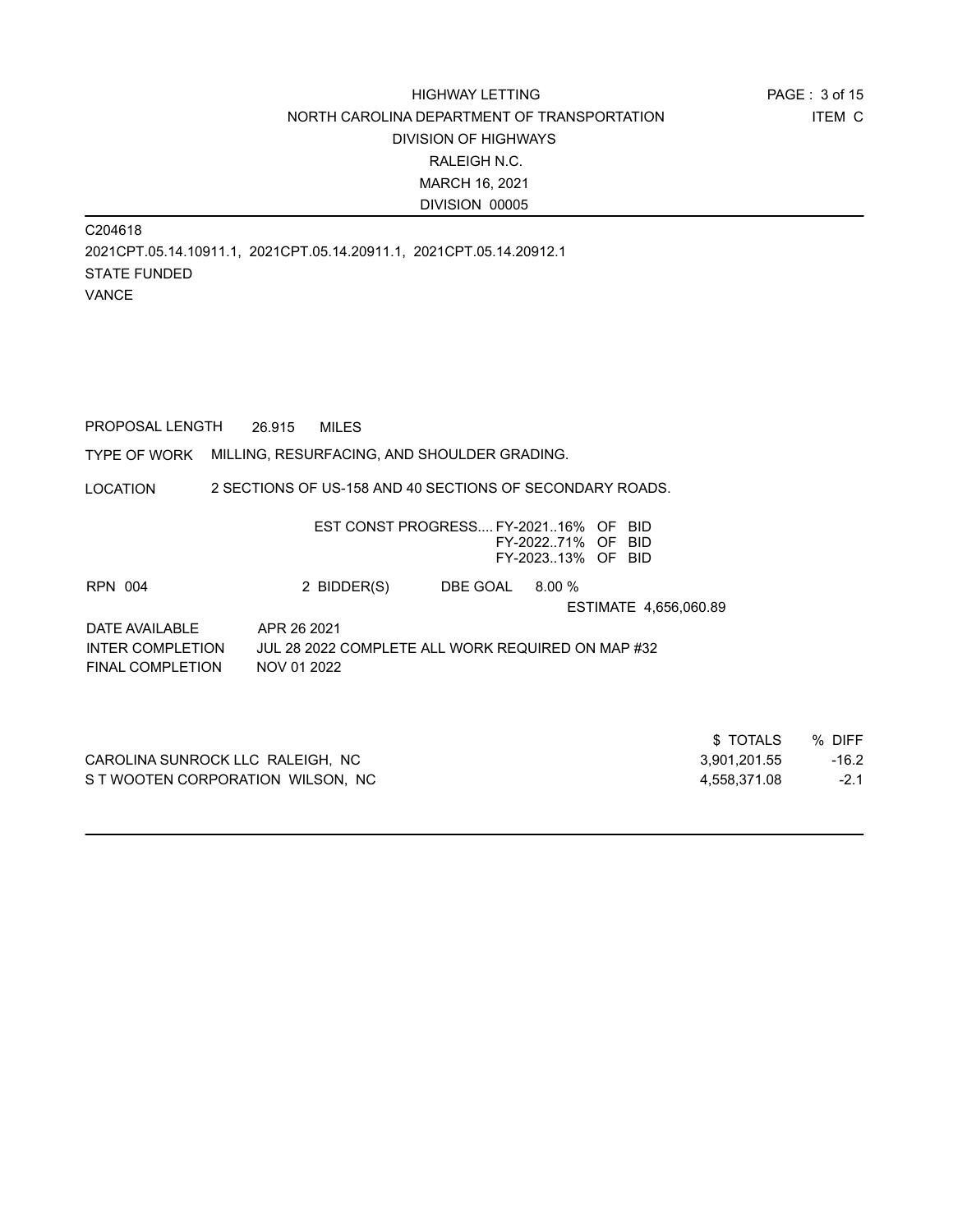HIGHWAY LETTING
NORTH CAROLINA DEPARTMENT OF TRANSPORTATION
DIVISION OF HIGHWAYS
RALEIGH N.C.
MARCH 16, 2021
DIVISION 00005

ITEM C

C204618
2021CPT.05.14.10911.1, 2021CPT.05.14.20911.1, 2021CPT.05.14.20912.1
STATE FUNDED
VANCE

PROPOSAL LENGTH 26.915 MILES

TYPE OF WORK MILLING, RESURFACING, AND SHOULDER GRADING.

LOCATION 2 SECTIONS OF US-158 AND 40 SECTIONS OF SECONDARY ROADS.

EST CONST PROGRESS.... FY-2021..16% OF BID
FY-2022..71% OF BID
FY-2023..13% OF BID

RPN 004 2 BIDDER(S) DBE GOAL 8.00 %

ESTIMATE 4,656,060.89

DATE AVAILABLE APR 26 2021
INTER COMPLETION JUL 28 2022 COMPLETE ALL WORK REQUIRED ON MAP #32
FINAL COMPLETION NOV 01 2022

| | $ TOTALS | % DIFF |
|---|---|---|
| CAROLINA SUNROCK LLC RALEIGH, NC | 3,901,201.55 | -16.2 |
| S T WOOTEN CORPORATION WILSON, NC | 4,558,371.08 | -2.1 |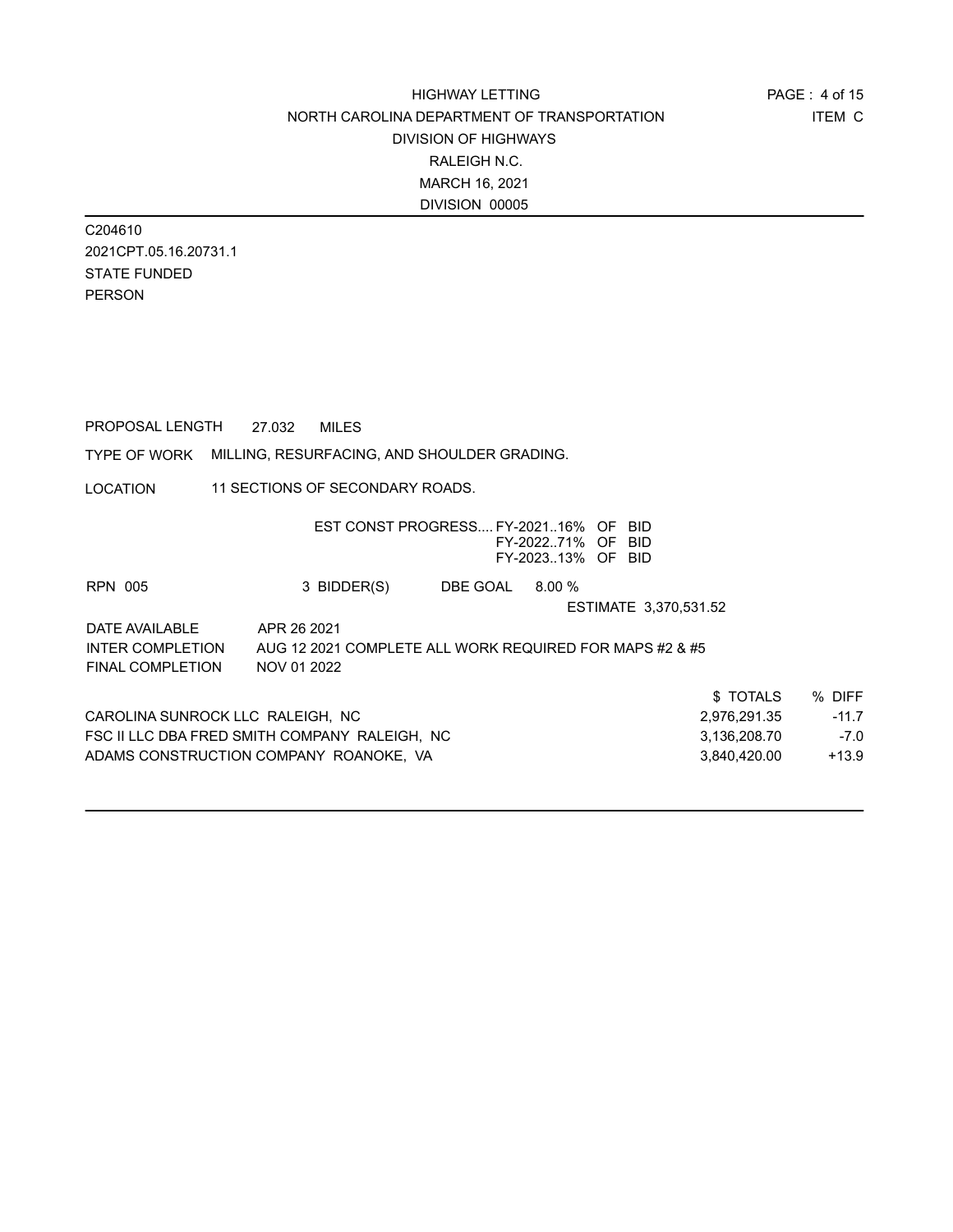HIGHWAY LETTING
NORTH CAROLINA DEPARTMENT OF TRANSPORTATION
DIVISION OF HIGHWAYS
RALEIGH N.C.
MARCH 16, 2021
DIVISION 00005

ITEM C

C204610
2021CPT.05.16.20731.1
STATE FUNDED
PERSON

PROPOSAL LENGTH 27.032 MILES

TYPE OF WORK MILLING, RESURFACING, AND SHOULDER GRADING.

LOCATION 11 SECTIONS OF SECONDARY ROADS.

EST CONST PROGRESS.... FY-2021..16% OF BID
FY-2022..71% OF BID
FY-2023..13% OF BID

RPN 005 3 BIDDER(S) DBE GOAL 8.00 %

ESTIMATE 3,370,531.52

DATE AVAILABLE APR 26 2021
INTER COMPLETION AUG 12 2021 COMPLETE ALL WORK REQUIRED FOR MAPS #2 & #5
FINAL COMPLETION NOV 01 2022

| | $ TOTALS | % DIFF |
|---|---|---|
| CAROLINA SUNROCK LLC RALEIGH, NC | 2,976,291.35 | -11.7 |
| FSC II LLC DBA FRED SMITH COMPANY RALEIGH, NC | 3,136,208.70 | -7.0 |
| ADAMS CONSTRUCTION COMPANY ROANOKE, VA | 3,840,420.00 | +13.9 |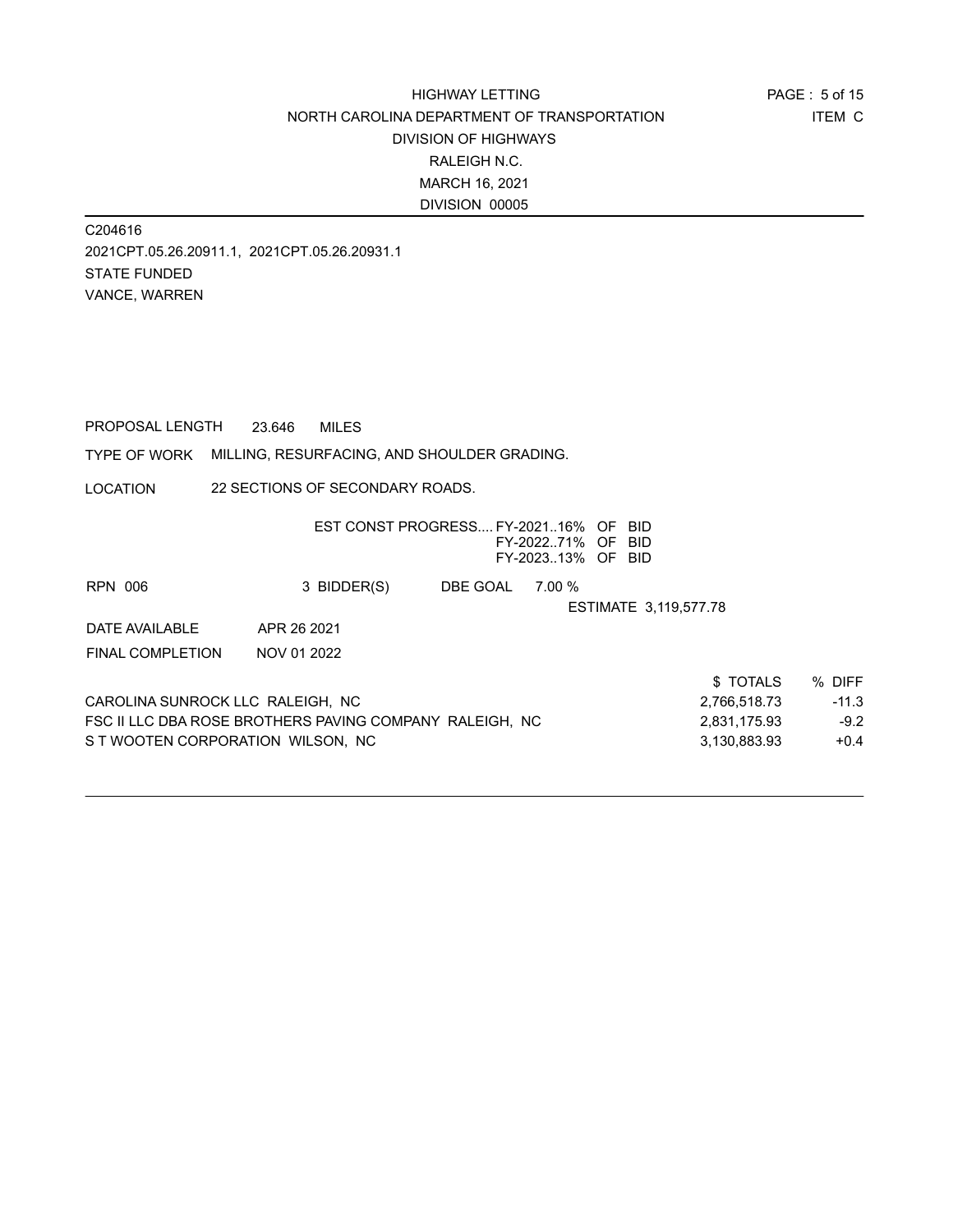HIGHWAY LETTING
NORTH CAROLINA DEPARTMENT OF TRANSPORTATION
DIVISION OF HIGHWAYS
RALEIGH N.C.
MARCH 16, 2021
DIVISION 00005

ITEM C

C204616
2021CPT.05.26.20911.1, 2021CPT.05.26.20931.1
STATE FUNDED
VANCE, WARREN

PROPOSAL LENGTH 23.646 MILES

TYPE OF WORK MILLING, RESURFACING, AND SHOULDER GRADING.

LOCATION 22 SECTIONS OF SECONDARY ROADS.

EST CONST PROGRESS.... FY-2021..16% OF BID
FY-2022..71% OF BID
FY-2023..13% OF BID

RPN 006 3 BIDDER(S) DBE GOAL 7.00 %

ESTIMATE 3,119,577.78

DATE AVAILABLE APR 26 2021

FINAL COMPLETION NOV 01 2022

| | $ TOTALS | % DIFF |
|---|---|---|
| CAROLINA SUNROCK LLC RALEIGH, NC | 2,766,518.73 | -11.3 |
| FSC II LLC DBA ROSE BROTHERS PAVING COMPANY RALEIGH, NC | 2,831,175.93 | -9.2 |
| S T WOOTEN CORPORATION WILSON, NC | 3,130,883.93 | +0.4 |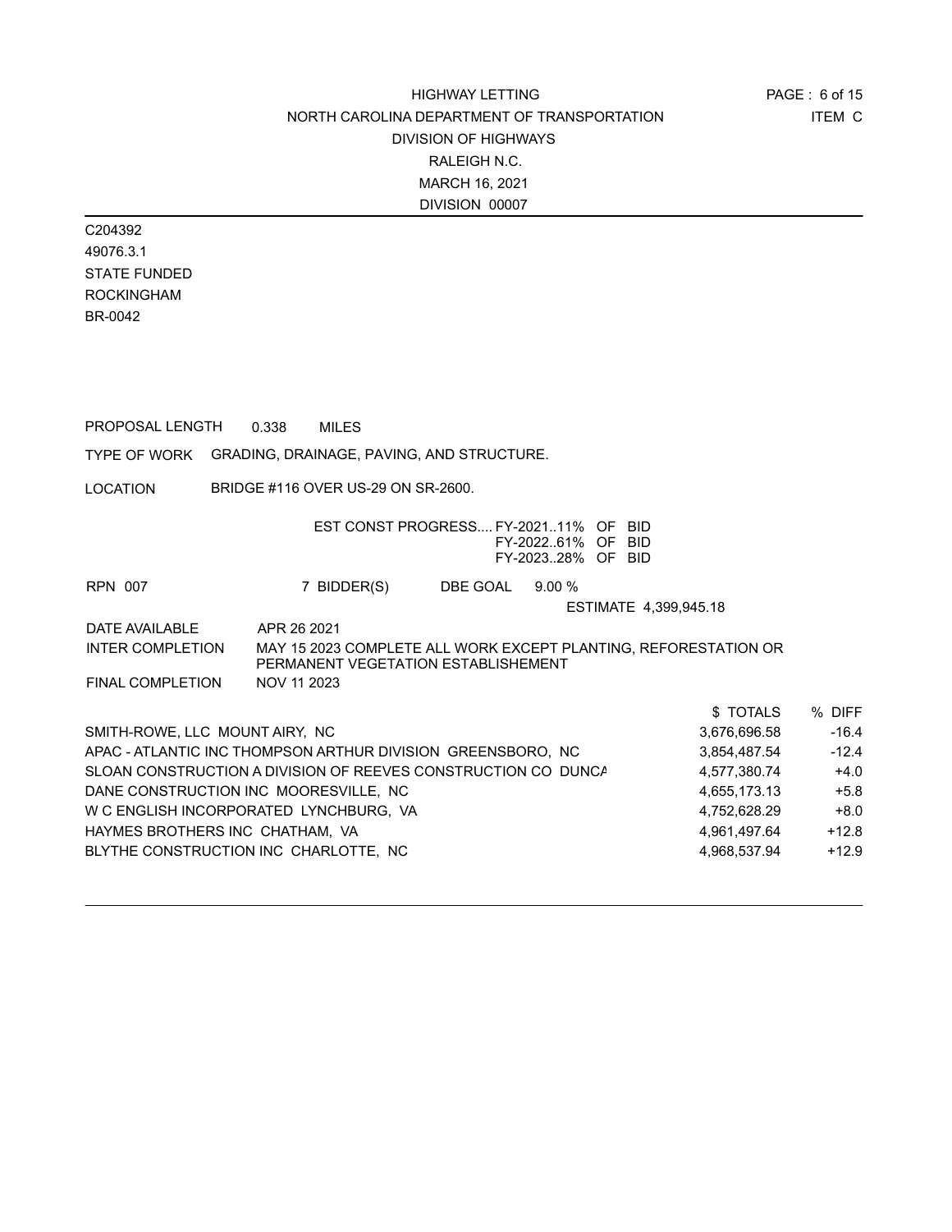HIGHWAY LETTING
NORTH CAROLINA DEPARTMENT OF TRANSPORTATION
DIVISION OF HIGHWAYS
RALEIGH N.C.
MARCH 16, 2021
DIVISION 00007

ITEM C

C204392
49076.3.1
STATE FUNDED
ROCKINGHAM
BR-0042

PROPOSAL LENGTH 0.338 MILES

TYPE OF WORK GRADING, DRAINAGE, PAVING, AND STRUCTURE.

LOCATION BRIDGE #116 OVER US-29 ON SR-2600.

EST CONST PROGRESS.... FY-2021..11% OF BID
FY-2022..61% OF BID
FY-2023..28% OF BID

RPN 007 7 BIDDER(S) DBE GOAL 9.00 %

ESTIMATE 4,399,945.18

DATE AVAILABLE APR 26 2021

INTER COMPLETION MAY 15 2023 COMPLETE ALL WORK EXCEPT PLANTING, REFORESTATION OR PERMANENT VEGETATION ESTABLISHEMENT

FINAL COMPLETION NOV 11 2023

| | $ TOTALS | % DIFF |
|---|---|---|
| SMITH-ROWE, LLC MOUNT AIRY, NC | 3,676,696.58 | -16.4 |
| APAC - ATLANTIC INC THOMPSON ARTHUR DIVISION GREENSBORO, NC | 3,854,487.54 | -12.4 |
| SLOAN CONSTRUCTION A DIVISION OF REEVES CONSTRUCTION CO DUNCA | 4,577,380.74 | +4.0 |
| DANE CONSTRUCTION INC MOORESVILLE, NC | 4,655,173.13 | +5.8 |
| W C ENGLISH INCORPORATED LYNCHBURG, VA | 4,752,628.29 | +8.0 |
| HAYMES BROTHERS INC CHATHAM, VA | 4,961,497.64 | +12.8 |
| BLYTHE CONSTRUCTION INC CHARLOTTE, NC | 4,968,537.94 | +12.9 |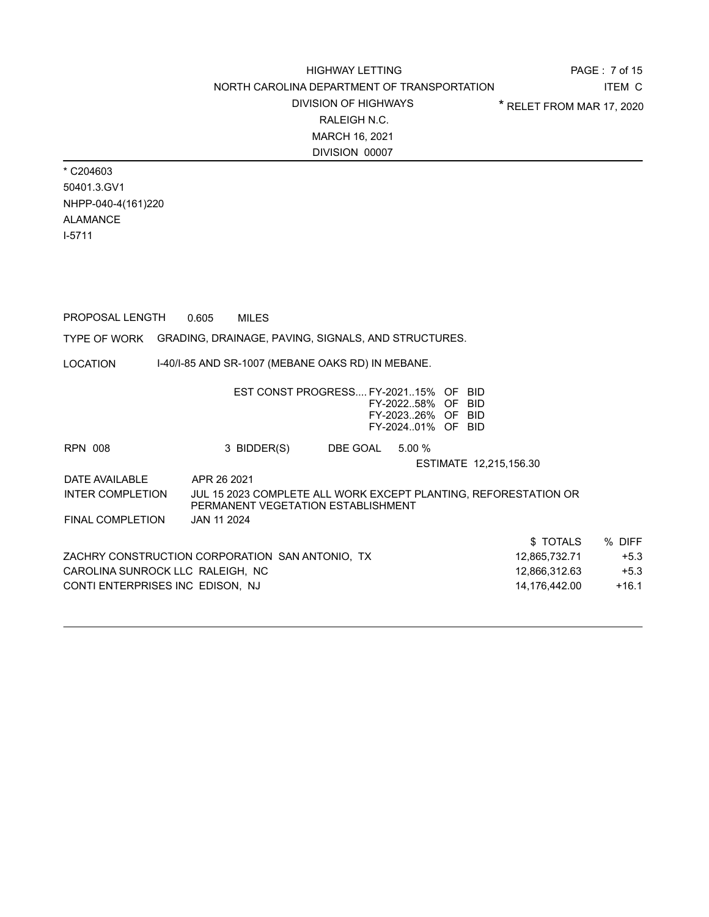HIGHWAY LETTING
NORTH CAROLINA DEPARTMENT OF TRANSPORTATION
DIVISION OF HIGHWAYS
RALEIGH N.C.
MARCH 16, 2021
DIVISION 00007

ITEM C
* RELET FROM MAR 17, 2020

* C204603
50401.3.GV1
NHPP-040-4(161)220
ALAMANCE
I-5711

PROPOSAL LENGTH 0.605 MILES

TYPE OF WORK GRADING, DRAINAGE, PAVING, SIGNALS, AND STRUCTURES.

LOCATION I-40/I-85 AND SR-1007 (MEBANE OAKS RD) IN MEBANE.

EST CONST PROGRESS.... FY-2021..15% OF BID
FY-2022..58% OF BID
FY-2023..26% OF BID
FY-2024..01% OF BID

RPN 008 3 BIDDER(S) DBE GOAL 5.00 %

ESTIMATE 12,215,156.30

DATE AVAILABLE APR 26 2021
INTER COMPLETION JUL 15 2023 COMPLETE ALL WORK EXCEPT PLANTING, REFORESTATION OR PERMANENT VEGETATION ESTABLISHMENT
FINAL COMPLETION JAN 11 2024

| | $ TOTALS | % DIFF |
|---|---|---|
| ZACHRY CONSTRUCTION CORPORATION SAN ANTONIO, TX | 12,865,732.71 | +5.3 |
| CAROLINA SUNROCK LLC RALEIGH, NC | 12,866,312.63 | +5.3 |
| CONTI ENTERPRISES INC EDISON, NJ | 14,176,442.00 | +16.1 |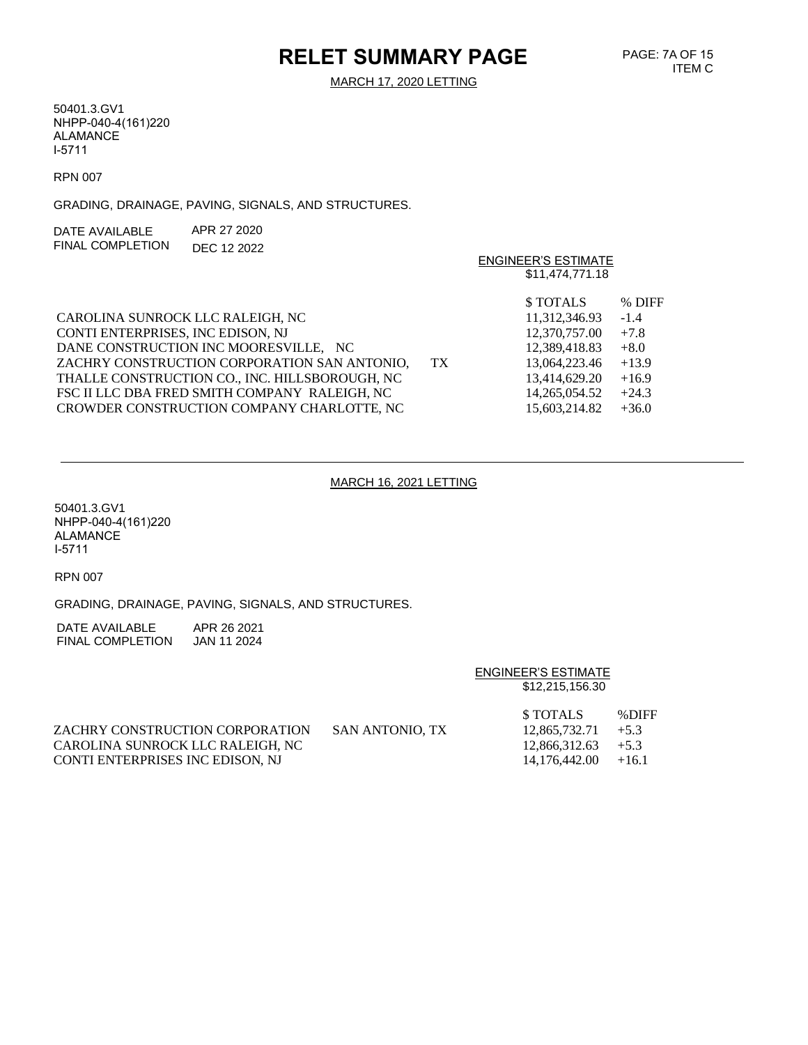# RELET SUMMARY PAGE

ITEM C

MARCH 17, 2020 LETTING

50401.3.GV1
NHPP-040-4(161)220
ALAMANCE
I-5711

RPN 007

GRADING, DRAINAGE, PAVING, SIGNALS, AND STRUCTURES.

DATE AVAILABLE APR 27 2020
FINAL COMPLETION DEC 12 2022

ENGINEER'S ESTIMATE
$11,474,771.18

| | $ TOTALS | % DIFF |
|---|---|---|
| CAROLINA SUNROCK LLC RALEIGH, NC | 11,312,346.93 | -1.4 |
| CONTI ENTERPRISES, INC EDISON, NJ | 12,370,757.00 | +7.8 |
| DANE CONSTRUCTION INC MOORESVILLE, NC | 12,389,418.83 | +8.0 |
| ZACHRY CONSTRUCTION CORPORATION SAN ANTONIO, TX | 13,064,223.46 | +13.9 |
| THALLE CONSTRUCTION CO., INC. HILLSBOROUGH, NC | 13,414,629.20 | +16.9 |
| FSC II LLC DBA FRED SMITH COMPANY RALEIGH, NC | 14,265,054.52 | +24.3 |
| CROWDER CONSTRUCTION COMPANY CHARLOTTE, NC | 15,603,214.82 | +36.0 |

---

MARCH 16, 2021 LETTING

50401.3.GV1
NHPP-040-4(161)220
ALAMANCE
I-5711

RPN 007

GRADING, DRAINAGE, PAVING, SIGNALS, AND STRUCTURES.

DATE AVAILABLE APR 26 2021
FINAL COMPLETION JAN 11 2024

ENGINEER'S ESTIMATE
$12,215,156.30

| | $ TOTALS | %DIFF |
|---|---|---|
| ZACHRY CONSTRUCTION CORPORATION SAN ANTONIO, TX | 12,865,732.71 | +5.3 |
| CAROLINA SUNROCK LLC RALEIGH, NC | 12,866,312.63 | +5.3 |
| CONTI ENTERPRISES INC EDISON, NJ | 14,176,442.00 | +16.1 |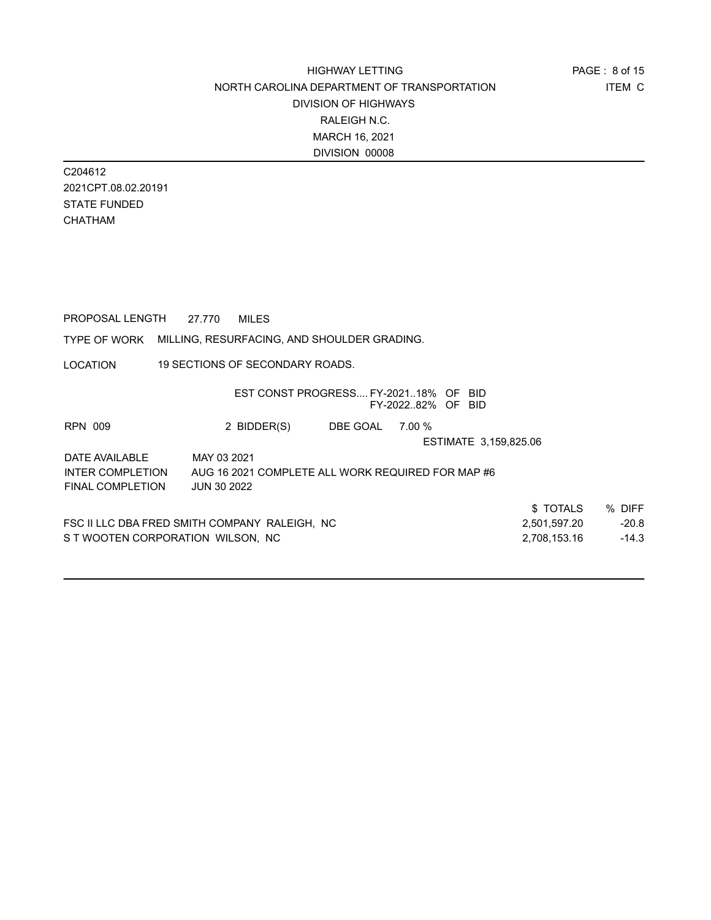HIGHWAY LETTING
NORTH CAROLINA DEPARTMENT OF TRANSPORTATION
DIVISION OF HIGHWAYS
RALEIGH N.C.
MARCH 16, 2021
DIVISION 00008

ITEM C

C204612
2021CPT.08.02.20191
STATE FUNDED
CHATHAM

PROPOSAL LENGTH 27.770 MILES

TYPE OF WORK MILLING, RESURFACING, AND SHOULDER GRADING.

LOCATION 19 SECTIONS OF SECONDARY ROADS.

EST CONST PROGRESS.... FY-2021..18% OF BID
FY-2022..82% OF BID

RPN 009 2 BIDDER(S) DBE GOAL 7.00 %

ESTIMATE 3,159,825.06

DATE AVAILABLE MAY 03 2021
INTER COMPLETION AUG 16 2021 COMPLETE ALL WORK REQUIRED FOR MAP #6
FINAL COMPLETION JUN 30 2022

| | $ TOTALS | % DIFF |
|---|---|---|
| FSC II LLC DBA FRED SMITH COMPANY RALEIGH, NC | 2,501,597.20 | -20.8 |
| S T WOOTEN CORPORATION WILSON, NC | 2,708,153.16 | -14.3 |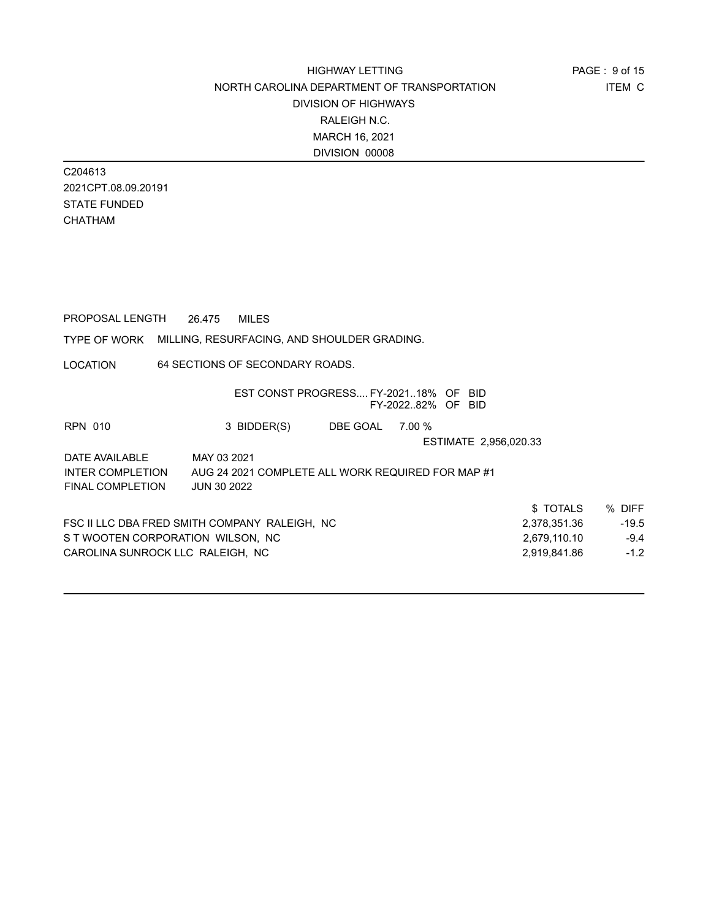HIGHWAY LETTING
NORTH CAROLINA DEPARTMENT OF TRANSPORTATION
DIVISION OF HIGHWAYS
RALEIGH N.C.
MARCH 16, 2021
DIVISION 00008

ITEM C

C204613
2021CPT.08.09.20191
STATE FUNDED
CHATHAM

PROPOSAL LENGTH 26.475 MILES

TYPE OF WORK MILLING, RESURFACING, AND SHOULDER GRADING.

LOCATION 64 SECTIONS OF SECONDARY ROADS.

EST CONST PROGRESS.... FY-2021..18% OF BID
FY-2022..82% OF BID

RPN 010 3 BIDDER(S) DBE GOAL 7.00 %

ESTIMATE 2,956,020.33

DATE AVAILABLE MAY 03 2021
INTER COMPLETION AUG 24 2021 COMPLETE ALL WORK REQUIRED FOR MAP #1
FINAL COMPLETION JUN 30 2022

| | $ TOTALS | % DIFF |
|---|---|---|
| FSC II LLC DBA FRED SMITH COMPANY RALEIGH, NC | 2,378,351.36 | -19.5 |
| S T WOOTEN CORPORATION WILSON, NC | 2,679,110.10 | -9.4 |
| CAROLINA SUNROCK LLC RALEIGH, NC | 2,919,841.86 | -1.2 |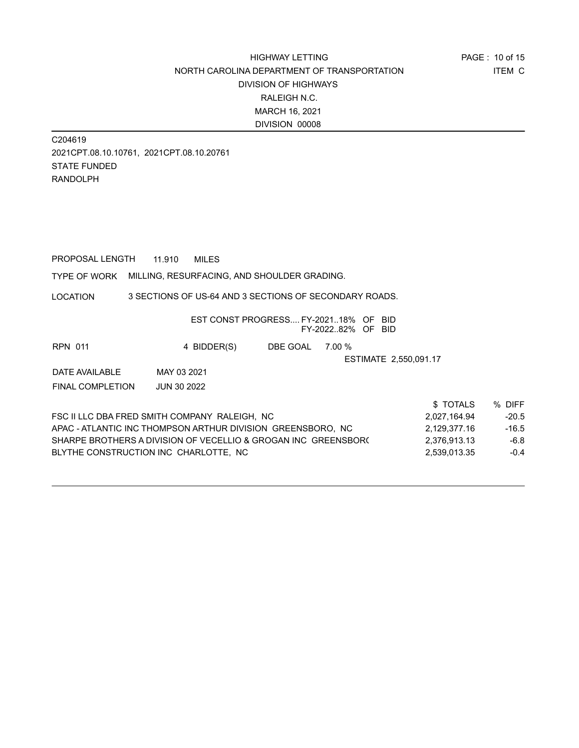HIGHWAY LETTING
NORTH CAROLINA DEPARTMENT OF TRANSPORTATION
DIVISION OF HIGHWAYS
RALEIGH N.C.
MARCH 16, 2021
DIVISION 00008

ITEM C

C204619
2021CPT.08.10.10761, 2021CPT.08.10.20761
STATE FUNDED
RANDOLPH

PROPOSAL LENGTH 11.910 MILES

TYPE OF WORK MILLING, RESURFACING, AND SHOULDER GRADING.

LOCATION 3 SECTIONS OF US-64 AND 3 SECTIONS OF SECONDARY ROADS.

EST CONST PROGRESS.... FY-2021..18% OF BID
FY-2022..82% OF BID

RPN 011 4 BIDDER(S) DBE GOAL 7.00 %

ESTIMATE 2,550,091.17

DATE AVAILABLE MAY 03 2021

FINAL COMPLETION JUN 30 2022

| | $ TOTALS | % DIFF |
|---|---|---|
| FSC II LLC DBA FRED SMITH COMPANY RALEIGH, NC | 2,027,164.94 | -20.5 |
| APAC - ATLANTIC INC THOMPSON ARTHUR DIVISION GREENSBORO, NC | 2,129,377.16 | -16.5 |
| SHARPE BROTHERS A DIVISION OF VECELLIO & GROGAN INC GREENSBORO | 2,376,913.13 | -6.8 |
| BLYTHE CONSTRUCTION INC CHARLOTTE, NC | 2,539,013.35 | -0.4 |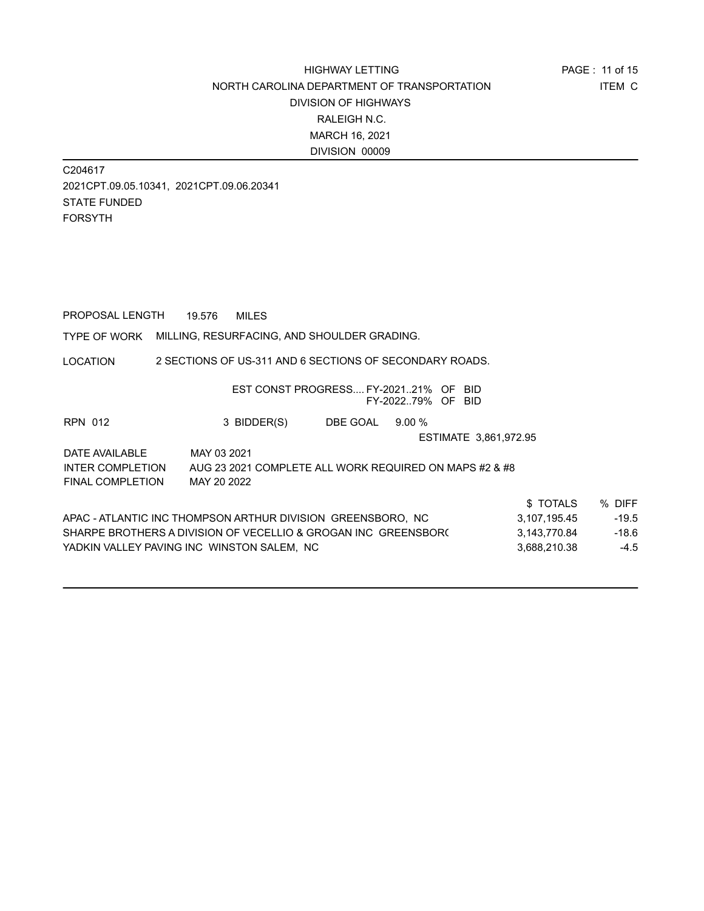HIGHWAY LETTING
NORTH CAROLINA DEPARTMENT OF TRANSPORTATION
DIVISION OF HIGHWAYS
RALEIGH N.C.
MARCH 16, 2021
DIVISION 00009

ITEM C

C204617
2021CPT.09.05.10341, 2021CPT.09.06.20341
STATE FUNDED
FORSYTH

PROPOSAL LENGTH 19.576 MILES

TYPE OF WORK MILLING, RESURFACING, AND SHOULDER GRADING.

LOCATION 2 SECTIONS OF US-311 AND 6 SECTIONS OF SECONDARY ROADS.

EST CONST PROGRESS.... FY-2021..21% OF BID
FY-2022..79% OF BID

RPN 012 3 BIDDER(S) DBE GOAL 9.00 %

ESTIMATE 3,861,972.95

DATE AVAILABLE MAY 03 2021
INTER COMPLETION AUG 23 2021 COMPLETE ALL WORK REQUIRED ON MAPS #2 & #8
FINAL COMPLETION MAY 20 2022

| | $ TOTALS | % DIFF |
|---|---|---|
| APAC - ATLANTIC INC THOMPSON ARTHUR DIVISION GREENSBORO, NC | 3,107,195.45 | -19.5 |
| SHARPE BROTHERS A DIVISION OF VECELLIO & GROGAN INC GREENSBORO | 3,143,770.84 | -18.6 |
| YADKIN VALLEY PAVING INC WINSTON SALEM, NC | 3,688,210.38 | -4.5 |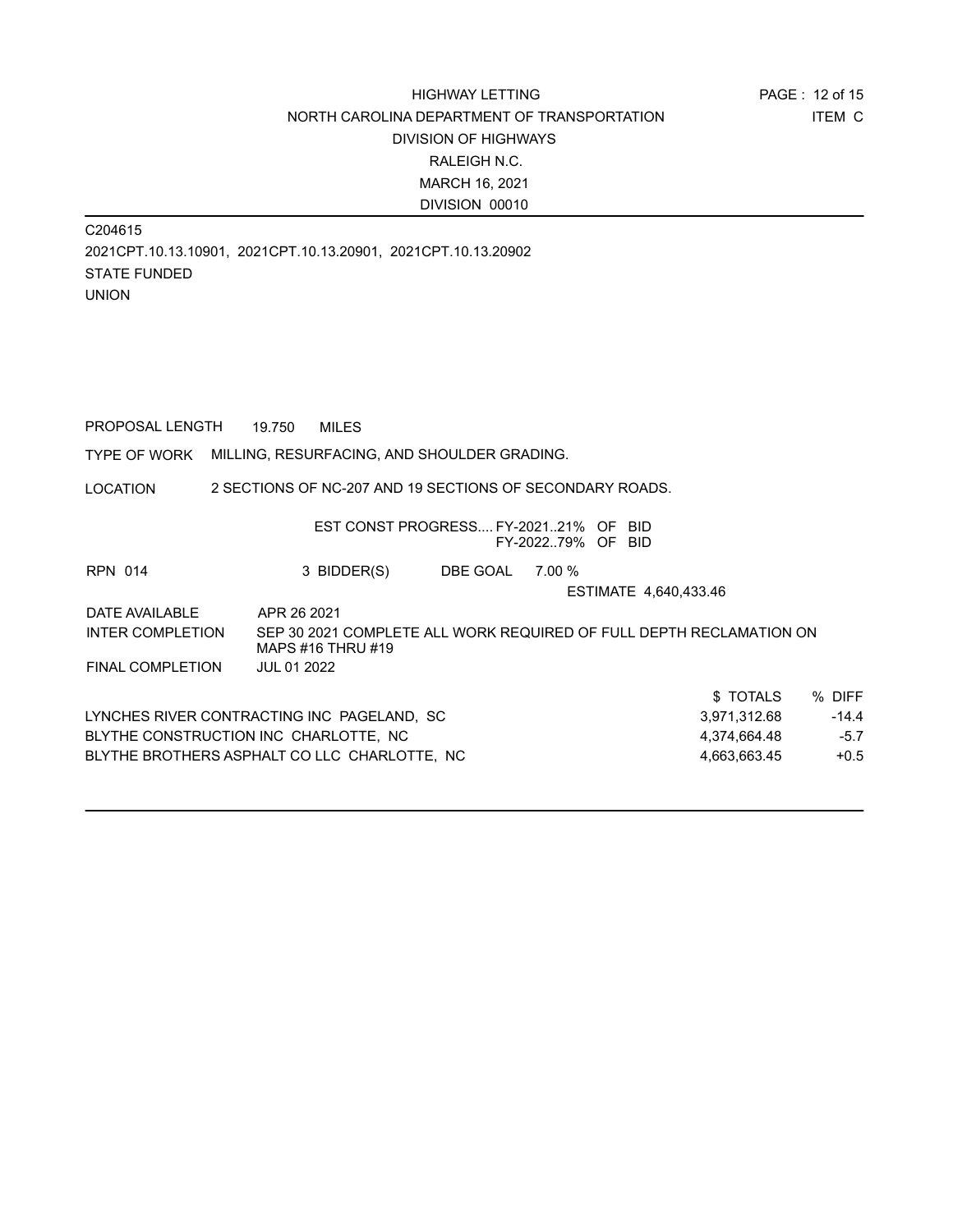HIGHWAY LETTING
NORTH CAROLINA DEPARTMENT OF TRANSPORTATION
DIVISION OF HIGHWAYS
RALEIGH N.C.
MARCH 16, 2021
DIVISION 00010

ITEM C

C204615
2021CPT.10.13.10901, 2021CPT.10.13.20901, 2021CPT.10.13.20902
STATE FUNDED
UNION

PROPOSAL LENGTH 19.750 MILES

TYPE OF WORK MILLING, RESURFACING, AND SHOULDER GRADING.

LOCATION 2 SECTIONS OF NC-207 AND 19 SECTIONS OF SECONDARY ROADS.

EST CONST PROGRESS.... FY-2021..21% OF BID
FY-2022..79% OF BID

RPN 014 3 BIDDER(S) DBE GOAL 7.00 %

ESTIMATE 4,640,433.46

DATE AVAILABLE APR 26 2021

INTER COMPLETION SEP 30 2021 COMPLETE ALL WORK REQUIRED OF FULL DEPTH RECLAMATION ON MAPS #16 THRU #19

FINAL COMPLETION JUL 01 2022

| | $ TOTALS | % DIFF |
|---|---|---|
| LYNCHES RIVER CONTRACTING INC PAGELAND, SC | 3,971,312.68 | -14.4 |
| BLYTHE CONSTRUCTION INC CHARLOTTE, NC | 4,374,664.48 | -5.7 |
| BLYTHE BROTHERS ASPHALT CO LLC CHARLOTTE, NC | 4,663,663.45 | +0.5 |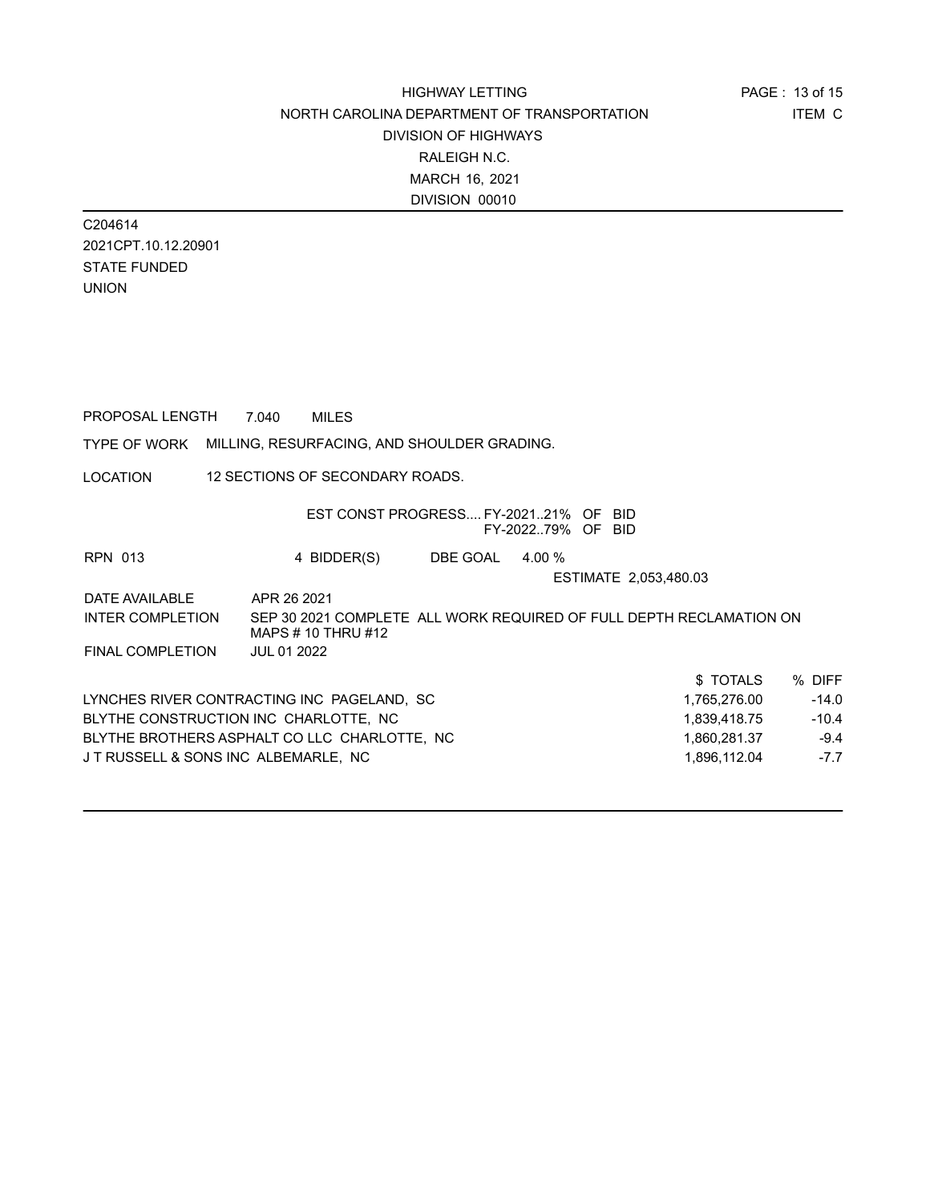HIGHWAY LETTING
NORTH CAROLINA DEPARTMENT OF TRANSPORTATION
DIVISION OF HIGHWAYS
RALEIGH N.C.
MARCH 16, 2021
DIVISION 00010

ITEM C

C204614
2021CPT.10.12.20901
STATE FUNDED
UNION

PROPOSAL LENGTH 7.040 MILES

TYPE OF WORK MILLING, RESURFACING, AND SHOULDER GRADING.

LOCATION 12 SECTIONS OF SECONDARY ROADS.

EST CONST PROGRESS.... FY-2021..21% OF BID
FY-2022..79% OF BID

RPN 013 4 BIDDER(S) DBE GOAL 4.00 %

ESTIMATE 2,053,480.03

DATE AVAILABLE APR 26 2021

INTER COMPLETION SEP 30 2021 COMPLETE ALL WORK REQUIRED OF FULL DEPTH RECLAMATION ON MAPS # 10 THRU #12

FINAL COMPLETION JUL 01 2022

| | $ TOTALS | % DIFF |
|---|---|---|
| LYNCHES RIVER CONTRACTING INC PAGELAND, SC | 1,765,276.00 | -14.0 |
| BLYTHE CONSTRUCTION INC CHARLOTTE, NC | 1,839,418.75 | -10.4 |
| BLYTHE BROTHERS ASPHALT CO LLC CHARLOTTE, NC | 1,860,281.37 | -9.4 |
| J T RUSSELL & SONS INC ALBEMARLE, NC | 1,896,112.04 | -7.7 |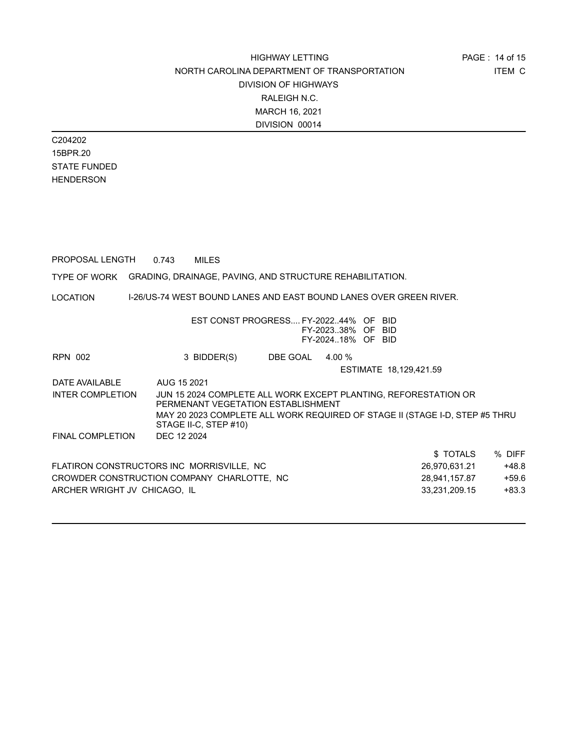HIGHWAY LETTING
NORTH CAROLINA DEPARTMENT OF TRANSPORTATION
DIVISION OF HIGHWAYS
RALEIGH N.C.
MARCH 16, 2021
DIVISION 00014

ITEM C

C204202
15BPR.20
STATE FUNDED
HENDERSON

PROPOSAL LENGTH 0.743 MILES

TYPE OF WORK GRADING, DRAINAGE, PAVING, AND STRUCTURE REHABILITATION.

LOCATION I-26/US-74 WEST BOUND LANES AND EAST BOUND LANES OVER GREEN RIVER.

EST CONST PROGRESS.... FY-2022..44% OF BID
FY-2023..38% OF BID
FY-2024..18% OF BID

RPN 002 3 BIDDER(S) DBE GOAL 4.00 %

ESTIMATE 18,129,421.59

DATE AVAILABLE AUG 15 2021

INTER COMPLETION JUN 15 2024 COMPLETE ALL WORK EXCEPT PLANTING, REFORESTATION OR PERMENANT VEGETATION ESTABLISHMENT
MAY 20 2023 COMPLETE ALL WORK REQUIRED OF STAGE II (STAGE I-D, STEP #5 THRU STAGE II-C, STEP #10)

FINAL COMPLETION DEC 12 2024

| | $ TOTALS | % DIFF |
|---|---|---|
| FLATIRON CONSTRUCTORS INC MORRISVILLE, NC | 26,970,631.21 | +48.8 |
| CROWDER CONSTRUCTION COMPANY CHARLOTTE, NC | 28,941,157.87 | +59.6 |
| ARCHER WRIGHT JV CHICAGO, IL | 33,231,209.15 | +83.3 |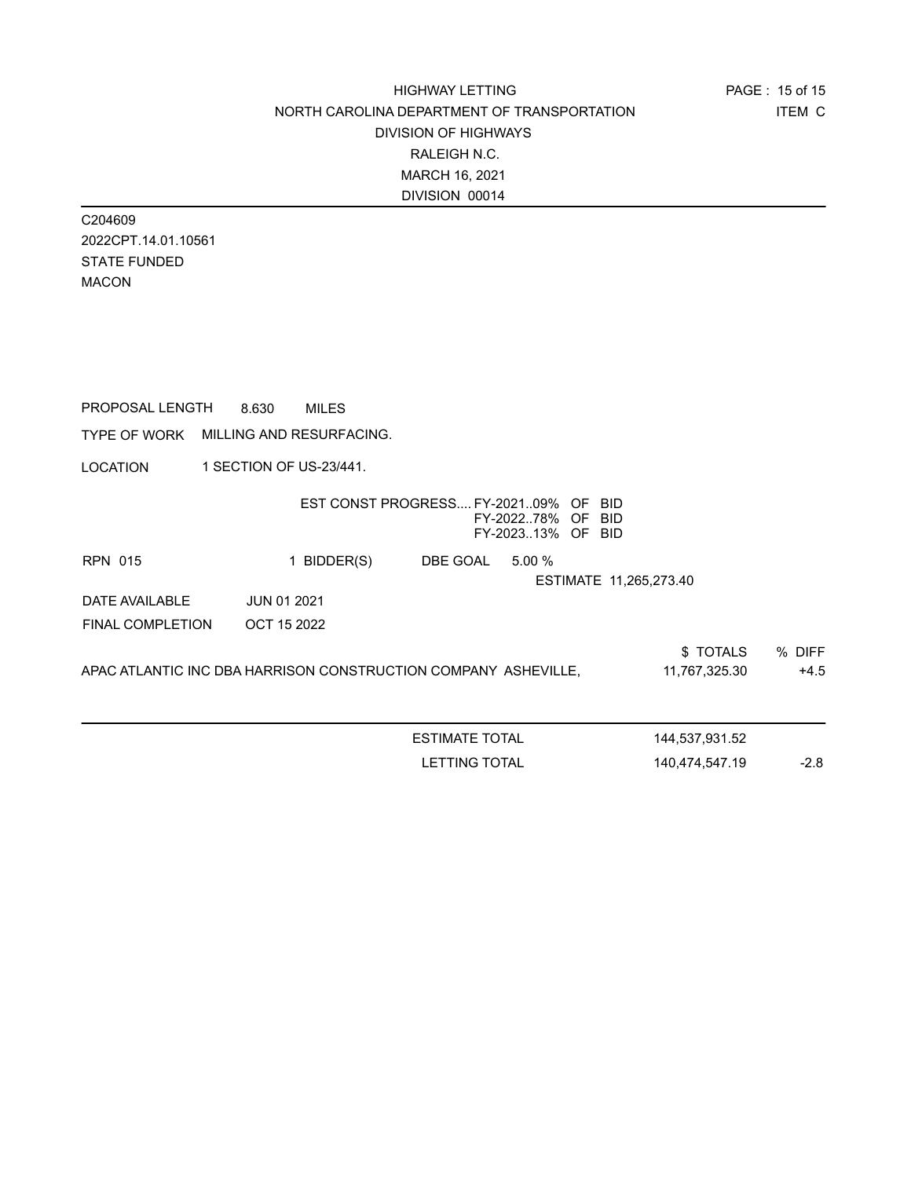HIGHWAY LETTING
NORTH CAROLINA DEPARTMENT OF TRANSPORTATION
DIVISION OF HIGHWAYS
RALEIGH N.C.
MARCH 16, 2021
DIVISION 00014

ITEM C

C204609
2022CPT.14.01.10561
STATE FUNDED
MACON

PROPOSAL LENGTH 8.630 MILES

TYPE OF WORK MILLING AND RESURFACING.

LOCATION 1 SECTION OF US-23/441.

EST CONST PROGRESS.... FY-2021..09% OF BID
FY-2022..78% OF BID
FY-2023..13% OF BID

RPN 015 1 BIDDER(S) DBE GOAL 5.00 %

ESTIMATE 11,265,273.40

DATE AVAILABLE JUN 01 2021

FINAL COMPLETION OCT 15 2022

| | $ TOTALS | % DIFF |
|---|---|---|
| APAC ATLANTIC INC DBA HARRISON CONSTRUCTION COMPANY ASHEVILLE, | 11,767,325.30 | +4.5 |

| | | |
|---|---|---|
| ESTIMATE TOTAL | 144,537,931.52 | |
| LETTING TOTAL | 140,474,547.19 | -2.8 |